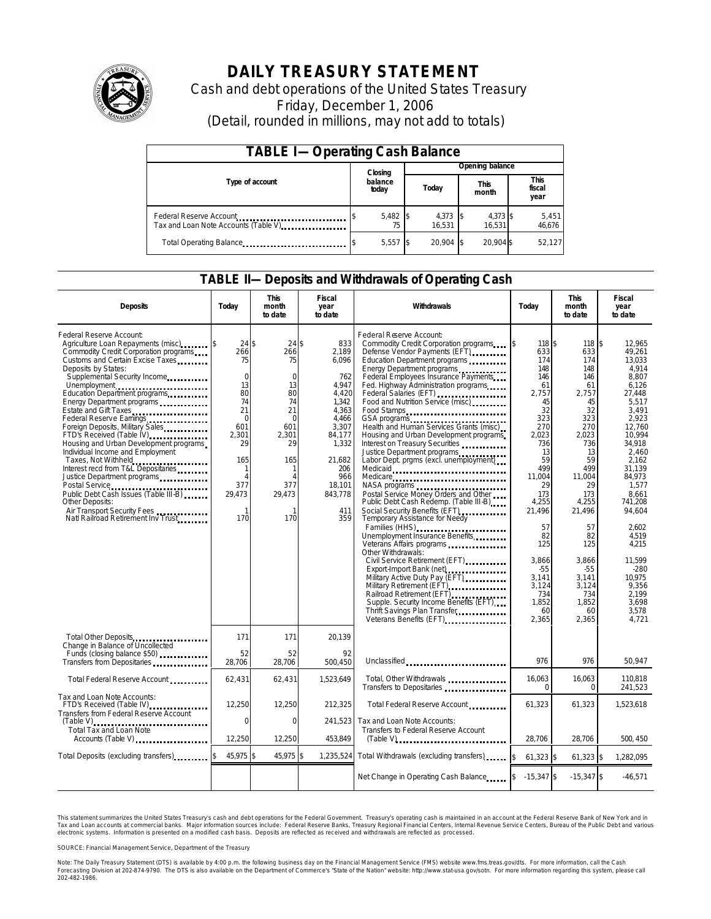# DAILY TREASURY STATEMENT

Cash and debt operations of the United States Treasury

Friday, December 1, 2006

(Detail, rounded in millions, may not add to totals)

## TABLE I—Operating Cash Balance

| Type of account | Closing balance today | Opening balance Today | Opening balance This month | Opening balance This fiscal year |
|---|---|---|---|---|
| Federal Reserve Account | $ 5,482 | $ 4,373 | $ 4,373 | $ 5,451 |
| Tax and Loan Note Accounts (Table V) | 75 | 16,531 | 16,531 | 46,676 |
| Total Operating Balance | $ 5,557 | $ 20,904 | $ 20,904 | $ 52,127 |

## TABLE II—Deposits and Withdrawals of Operating Cash

| Deposits | Today | This month to date | Fiscal year to date |
|---|---|---|---|
| Federal Reserve Account: | | | |
| Agriculture Loan Repayments (misc) | $ 24 | $ 24 | $ 833 |
| Commodity Credit Corporation programs | 266 | 266 | 2,189 |
| Customs and Certain Excise Taxes | 75 | 75 | 6,096 |
| Deposits by States: | | | |
| Supplemental Security Income | 0 | 0 | 762 |
| Unemployment | 13 | 13 | 4,947 |
| Education Department programs | 80 | 80 | 4,420 |
| Energy Department programs | 74 | 74 | 1,342 |
| Estate and Gift Taxes | 21 | 21 | 4,363 |
| Federal Reserve Earnings | 0 | 0 | 4,466 |
| Foreign Deposits, Military Sales | 601 | 601 | 3,307 |
| FTD's Received (Table IV) | 2,301 | 2,301 | 84,177 |
| Housing and Urban Development programs | 29 | 29 | 1,332 |
| Individual Income and Employment Taxes, Not Withheld | 165 | 165 | 21,682 |
| Interest recd from T&L Depositaries | 1 | 1 | 206 |
| Justice Department programs | 4 | 4 | 966 |
| Postal Service | 377 | 377 | 18,101 |
| Public Debt Cash Issues (Table III-B) | 29,473 | 29,473 | 843,778 |
| Other Deposits: | | | |
| Air Transport Security Fees | 1 | 1 | 411 |
| Natl Railroad Retirement Inv Trust | 170 | 170 | 359 |
| Total Other Deposits | 171 | 171 | 20,139 |
| Change in Balance of Uncollected Funds (closing balance $50) | 52 | 52 | 92 |
| Transfers from Depositaries | 28,706 | 28,706 | 500,450 |
| Total Federal Reserve Account | 62,431 | 62,431 | 1,523,649 |
| Tax and Loan Note Accounts: | | | |
| FTD's Received (Table IV) | 12,250 | 12,250 | 212,325 |
| Transfers from Federal Reserve Account (Table V) | 0 | 0 | 241,523 |
| Total Tax and Loan Note Accounts (Table V) | 12,250 | 12,250 | 453,849 |
| Total Deposits (excluding transfers) | $ 45,975 | $ 45,975 | $ 1,235,524 |

| Withdrawals | Today | This month to date | Fiscal year to date |
|---|---|---|---|
| Federal Reserve Account: | | | |
| Commodity Credit Corporation programs | $ 118 | $ 118 | $ 12,965 |
| Defense Vendor Payments (EFT) | 633 | 633 | 49,261 |
| Education Department programs | 174 | 174 | 13,033 |
| Energy Department programs | 148 | 148 | 4,914 |
| Federal Employees Insurance Payments | 146 | 146 | 8,807 |
| Fed. Highway Administration programs | 61 | 61 | 6,126 |
| Federal Salaries (EFT) | 2,757 | 2,757 | 27,448 |
| Food and Nutrition Service (misc) | 45 | 45 | 5,517 |
| Food Stamps | 32 | 32 | 3,491 |
| GSA programs | 323 | 323 | 2,923 |
| Health and Human Services Grants (misc) | 270 | 270 | 12,760 |
| Housing and Urban Development programs | 2,023 | 2,023 | 10,994 |
| Interest on Treasury Securities | 736 | 736 | 34,918 |
| Justice Department programs | 13 | 13 | 2,460 |
| Labor Dept. prgms (excl. unemployment) | 59 | 59 | 2,162 |
| Medicaid | 499 | 499 | 31,139 |
| Medicare | 11,004 | 11,004 | 84,973 |
| NASA programs | 29 | 29 | 1,577 |
| Postal Service Money Orders and Other | 173 | 173 | 8,661 |
| Public Debt Cash Redemp. (Table III-B) | 4,255 | 4,255 | 741,208 |
| Social Security Benefits (EFT) | 21,496 | 21,496 | 94,604 |
| Temporary Assistance for Needy Families (HHS) | 57 | 57 | 2,602 |
| Unemployment Insurance Benefits | 82 | 82 | 4,519 |
| Veterans Affairs programs | 125 | 125 | 4,215 |
| Other Withdrawals: | | | |
| Civil Service Retirement (EFT) | 3,866 | 3,866 | 11,599 |
| Export-Import Bank (net) | -55 | -55 | -280 |
| Military Active Duty Pay (EFT) | 3,141 | 3,141 | 10,975 |
| Military Retirement (EFT) | 3,124 | 3,124 | 9,356 |
| Railroad Retirement (EFT) | 734 | 734 | 2,199 |
| Supple. Security Income Benefits (EFT) | 1,852 | 1,852 | 3,698 |
| Thrift Savings Plan Transfer | 60 | 60 | 3,578 |
| Veterans Benefits (EFT) | 2,365 | 2,365 | 4,721 |
| Unclassified | 976 | 976 | 50,947 |
| Total, Other Withdrawals | 16,063 | 16,063 | 110,818 |
| Transfers to Depositaries | 0 | 0 | 241,523 |
| Total Federal Reserve Account | 61,323 | 61,323 | 1,523,618 |
| Tax and Loan Note Accounts: | | | |
| Transfers to Federal Reserve Account (Table V) | 28,706 | 28,706 | 500,450 |
| Total Withdrawals (excluding transfers) | $ 61,323 | $ 61,323 | $ 1,282,095 |
| Net Change in Operating Cash Balance | $ -15,347 | $ -15,347 | $ -46,571 |

This statement summarizes the United States Treasury's cash and debt operations for the Federal Government. Treasury's operating cash is maintained in an account at the Federal Reserve Bank of New York and in Tax and Loan accounts at commercial banks. Major information sources include: Federal Reserve Banks, Treasury Regional Financial Centers, Internal Revenue Service Centers, Bureau of the Public Debt and various electronic systems. Information is presented on a modified cash basis. Deposits are reflected as received and withdrawals are reflected as processed.

SOURCE: Financial Management Service, Department of the Treasury

Note: The Daily Treasury Statement (DTS) is available by 4:00 p.m. the following business day on the Financial Management Service (FMS) website www.fms.treas.gov/dts. For more information, call the Cash Forecasting Division at 202-874-9790. The DTS is also available on the Department of Commerce's "State of the Nation" website: http://www.stat-usa.gov/sotn. For more information regarding this system, please call 202-482-1986.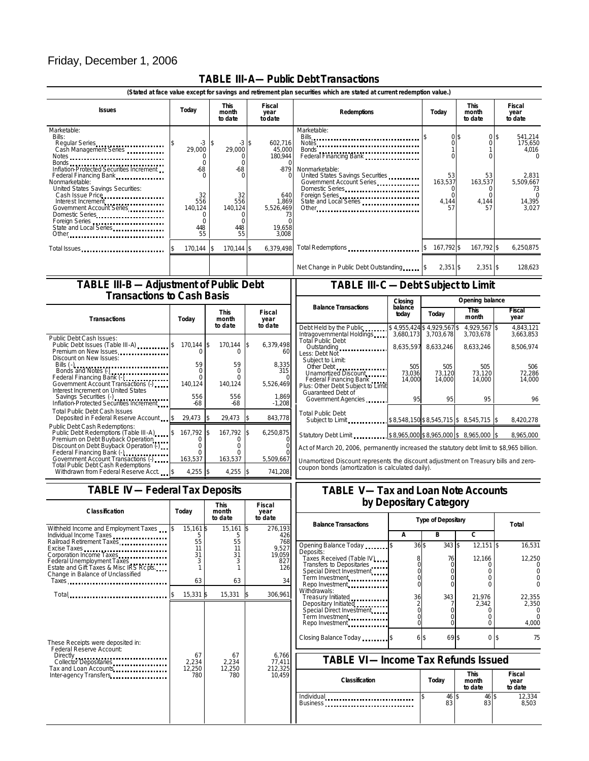Friday, December 1, 2006

## TABLE III-A — Public Debt Transactions

(Stated at face value except for savings and retirement plan securities which are stated at current redemption value.)

| Issues | Today | This month to date | Fiscal year to date |
|---|---|---|---|
| Marketable: | | | |
| Bills: | | | |
| Regular Series | $ -3 | $ -3 | $ 602,716 |
| Cash Management Series | 29,000 | 29,000 | 45,000 |
| Notes | 0 | 0 | 180,944 |
| Bonds | 0 | 0 | 0 |
| Inflation-Protected Securities Increment | -68 | -68 | -879 |
| Federal Financing Bank | 0 | 0 | 0 |
| Nonmarketable: | | | |
| United States Savings Securities: | | | |
| Cash Issue Price | 32 | 32 | 640 |
| Interest Increment | 556 | 556 | 1,869 |
| Government Account Series | 140,124 | 140,124 | 5,526,469 |
| Domestic Series | 0 | 0 | 73 |
| Foreign Series | 0 | 0 | 0 |
| State and Local Series | 448 | 448 | 19,658 |
| Other | 55 | 55 | 3,008 |
| Total Issues | $ 170,144 | $ 170,144 | $ 6,379,498 |

| Redemptions | Today | This month to date | Fiscal year to date |
|---|---|---|---|
| Marketable: | | | |
| Bills | $ 0 | $ 0 | $ 541,214 |
| Notes | 0 | 0 | 175,650 |
| Bonds | 1 | 1 | 4,016 |
| Federal Financing Bank | 0 | 0 | 0 |
| Nonmarketable: | | | |
| United States Savings Securities | 53 | 53 | 2,831 |
| Government Account Series | 163,537 | 163,537 | 5,509,667 |
| Domestic Series | 0 | 0 | 73 |
| Foreign Series | 0 | 0 | 0 |
| State and Local Series | 4,144 | 4,144 | 14,395 |
| Other | 57 | 57 | 3,027 |
| Total Redemptions | $ 167,792 | $ 167,792 | $ 6,250,875 |
| Net Change in Public Debt Outstanding | $ 2,351 | $ 2,351 | $ 128,623 |

## TABLE III-B — Adjustment of Public Debt Transactions to Cash Basis

| Transactions | Today | This month to date | Fiscal year to date |
|---|---|---|---|
| Public Debt Cash Issues: | | | |
| Public Debt Issues (Table III-A) | $ 170,144 | $ 170,144 | $ 6,379,498 |
| Premium on New Issues | 0 | 0 | 60 |
| Discount on New Issues: | | | |
| Bills (-) | 59 | 59 | 8,335 |
| Bonds and Notes (-) | 0 | 0 | 315 |
| Federal Financing Bank (-) | 0 | 0 | 0 |
| Government Account Transactions (-) | 140,124 | 140,124 | 5,526,469 |
| Interest Increment on United States Savings Securities (-) | 556 | 556 | 1,869 |
| Inflation-Protected Securities Increment | -68 | -68 | -1,208 |
| Total Public Debt Cash Issues Deposited in Federal Reserve Account | $ 29,473 | $ 29,473 | $ 843,778 |
| Public Debt Cash Redemptions: | | | |
| Public Debt Redemptions (Table III-A) | $ 167,792 | $ 167,792 | $ 6,250,875 |
| Premium on Debt Buyback Operation | 0 | 0 | 0 |
| Discount on Debt Buyback Operation (-) | 0 | 0 | 0 |
| Federal Financing Bank (-) | 0 | 0 | 0 |
| Government Account Transactions (-) | 163,537 | 163,537 | 5,509,667 |
| Total Public Debt Cash Redemptions Withdrawn from Federal Reserve Acct. | $ 4,255 | $ 4,255 | $ 741,208 |

## TABLE III-C — Debt Subject to Limit

| Balance Transactions | Closing balance today | Opening balance Today | Opening balance This month | Opening balance Fiscal year |
|---|---|---|---|---|
| Debt Held by the Public | $ 4,955,424 | $ 4,929,567 | $ 4,929,567 | $ 4,843,121 |
| Intragovernmental Holdings | 3,680,173 | 3,703,678 | 3,703,678 | 3,663,853 |
| Total Public Debt Outstanding | 8,635,597 | 8,633,246 | 8,633,246 | 8,506,974 |
| Less: Debt Not Subject to Limit: | | | | |
| Other Debt | 505 | 505 | 505 | 506 |
| Unamortized Discount | 73,036 | 73,120 | 73,120 | 72,286 |
| Federal Financing Bank | 14,000 | 14,000 | 14,000 | 14,000 |
| Plus: Other Debt Subject to Limit | | | | |
| Guaranteed Debt of Government Agencies | 95 | 95 | 95 | 96 |
| Total Public Debt Subject to Limit | $ 8,548,150 | $ 8,545,715 | $ 8,545,715 | $ 8,420,278 |
| Statutory Debt Limit | $ 8,965,000 | $ 8,965,000 | $ 8,965,000 | $ 8,965,000 |

Act of March 20, 2006, permanently increased the statutory debt limit to $8,965 billion.

Unamortized Discount represents the discount adjustment on Treasury bills and zero-coupon bonds (amortization is calculated daily).

## TABLE IV — Federal Tax Deposits

| Classification | Today | This month to date | Fiscal year to date |
|---|---|---|---|
| Withheld Income and Employment Taxes | $ 15,161 | $ 15,161 | $ 276,193 |
| Individual Income Taxes | 5 | 5 | 426 |
| Railroad Retirement Taxes | 55 | 55 | 768 |
| Excise Taxes | 11 | 11 | 9,527 |
| Corporation Income Taxes | 31 | 31 | 19,059 |
| Federal Unemployment Taxes | 3 | 3 | 827 |
| Estate and Gift Taxes & Misc IRS Rcpts. | 1 | 1 | 126 |
| Change in Balance of Unclassified Taxes | 63 | 63 | 34 |
| Total | $ 15,331 | $ 15,331 | $ 306,961 |
| These Receipts were deposited in: | | | |
| Federal Reserve Account: | | | |
| Directly | 67 | 67 | 6,766 |
| Collector Depositaries | 2,234 | 2,234 | 77,411 |
| Tax and Loan Accounts | 12,250 | 12,250 | 212,325 |
| Inter-agency Transfers | 780 | 780 | 10,459 |

## TABLE V — Tax and Loan Note Accounts by Depositary Category

| Balance Transactions | Type of Depositary A | B | C | Total |
|---|---|---|---|---|
| Opening Balance Today | $ 36 | $ 343 | $ 12,151 | $ 16,531 |
| Deposits: | | | | |
| Taxes Received (Table IV) | 8 | 76 | 12,166 | 12,250 |
| Transfers to Depositaries | 0 | 0 | 0 | 0 |
| Special Direct Investment | 0 | 0 | 0 | 0 |
| Term Investment | 0 | 0 | 0 | 0 |
| Repo Investment | 0 | 0 | 0 | 0 |
| Withdrawals: | | | | |
| Treasury Initiated | 36 | 343 | 21,976 | 22,355 |
| Depositary Initiated | 2 | 7 | 2,342 | 2,350 |
| Special Direct Investment | 0 | 0 | 0 | 0 |
| Term Investment | 0 | 0 | 0 | 0 |
| Repo Investment | 0 | 0 | 0 | 4,000 |
| Closing Balance Today | $ 6 | $ 69 | $ 0 | $ 75 |

## TABLE VI — Income Tax Refunds Issued

| Classification | Today | This month to date | Fiscal year to date |
|---|---|---|---|
| Individual | $ 46 | $ 46 | $ 12,334 |
| Business | 83 | 83 | 8,503 |